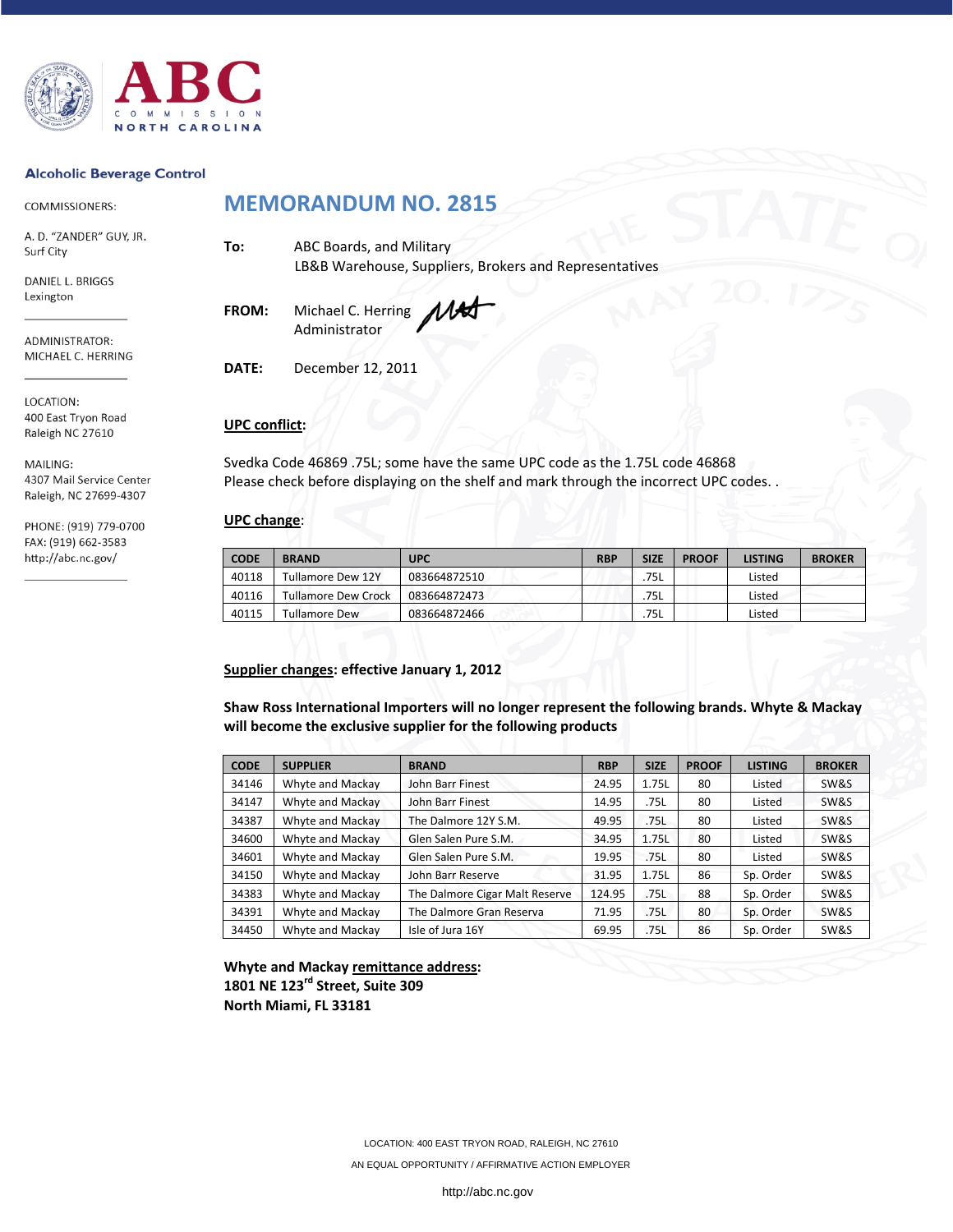# ABC COMMISSION NORTH CAROLINA

**Alcoholic Beverage Control**

COMMISSIONERS:

A. D. "ZANDER" GUY, JR.
Surf City

DANIEL L. BRIGGS
Lexington

ADMINISTRATOR:
MICHAEL C. HERRING

LOCATION:
400 East Tryon Road
Raleigh NC 27610

MAILING:
4307 Mail Service Center
Raleigh, NC 27699-4307

PHONE: (919) 779-0700
FAX: (919) 662-3583
http://abc.nc.gov/

## MEMORANDUM NO. 2815

**To:** ABC Boards, and Military
LB&B Warehouse, Suppliers, Brokers and Representatives

**FROM:** Michael C. Herring
Administrator

**DATE:** December 12, 2011

**UPC conflict:**

Svedka Code 46869 .75L; some have the same UPC code as the 1.75L code 46868
Please check before displaying on the shelf and mark through the incorrect UPC codes. .

**UPC change**:

| CODE | BRAND | UPC | RBP | SIZE | PROOF | LISTING | BROKER |
|---|---|---|---|---|---|---|---|
| 40118 | Tullamore Dew 12Y | 083664872510 | | .75L | | Listed | |
| 40116 | Tullamore Dew Crock | 083664872473 | | .75L | | Listed | |
| 40115 | Tullamore Dew | 083664872466 | | .75L | | Listed | |

**Supplier changes: effective January 1, 2012**

**Shaw Ross International Importers will no longer represent the following brands. Whyte & Mackay will become the exclusive supplier for the following products**

| CODE | SUPPLIER | BRAND | RBP | SIZE | PROOF | LISTING | BROKER |
|---|---|---|---|---|---|---|---|
| 34146 | Whyte and Mackay | John Barr Finest | 24.95 | 1.75L | 80 | Listed | SW&S |
| 34147 | Whyte and Mackay | John Barr Finest | 14.95 | .75L | 80 | Listed | SW&S |
| 34387 | Whyte and Mackay | The Dalmore 12Y S.M. | 49.95 | .75L | 80 | Listed | SW&S |
| 34600 | Whyte and Mackay | Glen Salen Pure S.M. | 34.95 | 1.75L | 80 | Listed | SW&S |
| 34601 | Whyte and Mackay | Glen Salen Pure S.M. | 19.95 | .75L | 80 | Listed | SW&S |
| 34150 | Whyte and Mackay | John Barr Reserve | 31.95 | 1.75L | 86 | Sp. Order | SW&S |
| 34383 | Whyte and Mackay | The Dalmore Cigar Malt Reserve | 124.95 | .75L | 88 | Sp. Order | SW&S |
| 34391 | Whyte and Mackay | The Dalmore Gran Reserva | 71.95 | .75L | 80 | Sp. Order | SW&S |
| 34450 | Whyte and Mackay | Isle of Jura 16Y | 69.95 | .75L | 86 | Sp. Order | SW&S |

**Whyte and Mackay remittance address:**
**1801 NE 123rd Street, Suite 309**
**North Miami, FL 33181**

LOCATION: 400 EAST TRYON ROAD, RALEIGH, NC 27610
AN EQUAL OPPORTUNITY / AFFIRMATIVE ACTION EMPLOYER
http://abc.nc.gov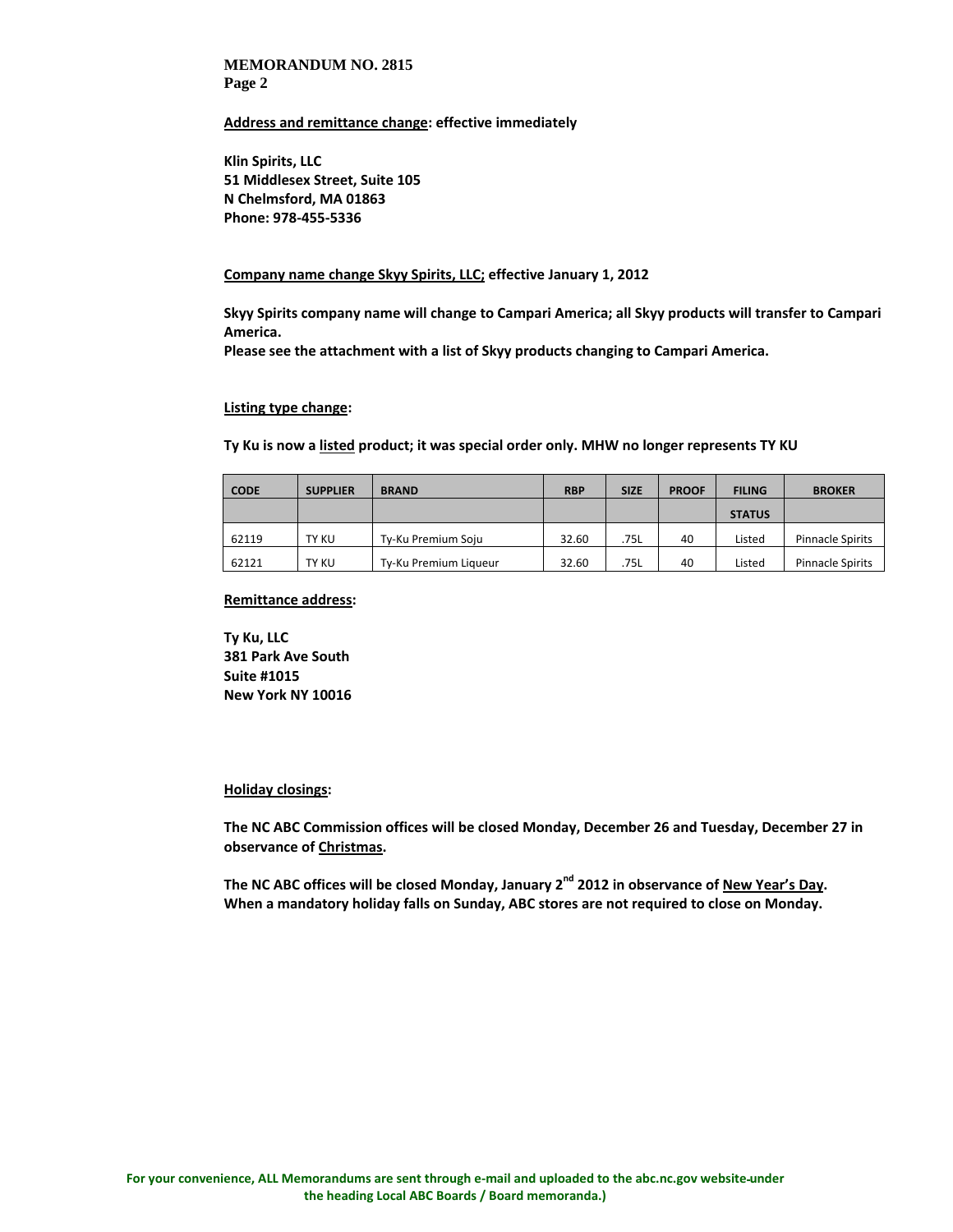**Address and remittance change: effective immediately**

**Klin Spirits, LLC**
**51 Middlesex Street, Suite 105**
**N Chelmsford, MA 01863**
**Phone: 978-455-5336**

**Company name change Skyy Spirits, LLC; effective January 1, 2012**

**Skyy Spirits company name will change to Campari America; all Skyy products will transfer to Campari America.**
**Please see the attachment with a list of Skyy products changing to Campari America.**

**Listing type change:**

**Ty Ku is now a listed product; it was special order only. MHW no longer represents TY KU**

| CODE | SUPPLIER | BRAND | RBP | SIZE | PROOF | FILING STATUS | BROKER |
|---|---|---|---|---|---|---|---|
| 62119 | TY KU | Ty-Ku Premium Soju | 32.60 | .75L | 40 | Listed | Pinnacle Spirits |
| 62121 | TY KU | Ty-Ku Premium Liqueur | 32.60 | .75L | 40 | Listed | Pinnacle Spirits |

**Remittance address:**

**Ty Ku, LLC**
**381 Park Ave South**
**Suite #1015**
**New York NY 10016**

**Holiday closings:**

**The NC ABC Commission offices will be closed Monday, December 26 and Tuesday, December 27 in observance of Christmas.**

**The NC ABC offices will be closed Monday, January 2nd 2012 in observance of New Year's Day.**
**When a mandatory holiday falls on Sunday, ABC stores are not required to close on Monday.**

**For your convenience, ALL Memorandums are sent through e-mail and uploaded to the abc.nc.gov website under the heading Local ABC Boards / Board memoranda.)**